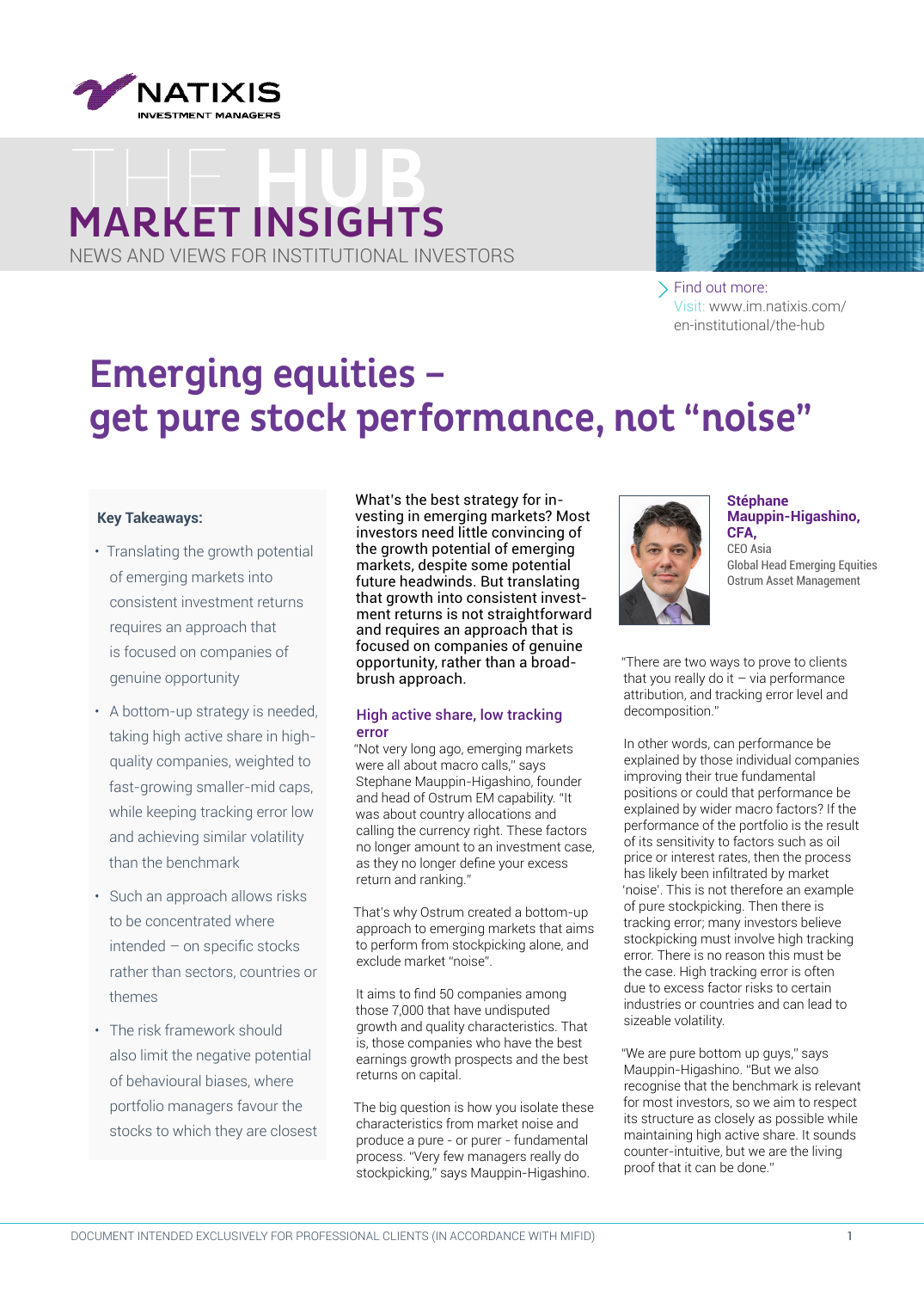THE HUB

# MARKET INSIGHTS

NEWS AND VIEWS FOR INSTITUTIONAL INVESTORS

Find out more:
Visit: www.im.natixis.com/en-institutional/the-hub

# Emerging equities – get pure stock performance, not "noise"

**Key Takeaways:**

- Translating the growth potential of emerging markets into consistent investment returns requires an approach that is focused on companies of genuine opportunity
- A bottom-up strategy is needed, taking high active share in high-quality companies, weighted to fast-growing smaller-mid caps, while keeping tracking error low and achieving similar volatility than the benchmark
- Such an approach allows risks to be concentrated where intended – on specific stocks rather than sectors, countries or themes
- The risk framework should also limit the negative potential of behavioural biases, where portfolio managers favour the stocks to which they are closest

What's the best strategy for investing in emerging markets? Most investors need little convincing of the growth potential of emerging markets, despite some potential future headwinds. But translating that growth into consistent investment returns is not straightforward and requires an approach that is focused on companies of genuine opportunity, rather than a broad-brush approach.

## High active share, low tracking error

"Not very long ago, emerging markets were all about macro calls," says Stephane Mauppin-Higashino, founder and head of Ostrum EM capability. "It was about country allocations and calling the currency right. These factors no longer amount to an investment case, as they no longer define your excess return and ranking."

That's why Ostrum created a bottom-up approach to emerging markets that aims to perform from stockpicking alone, and exclude market "noise".

It aims to find 50 companies among those 7,000 that have undisputed growth and quality characteristics. That is, those companies who have the best earnings growth prospects and the best returns on capital.

The big question is how you isolate these characteristics from market noise and produce a pure - or purer - fundamental process. "Very few managers really do stockpicking," says Mauppin-Higashino.

**Stéphane Mauppin-Higashino, CFA,**
CEO Asia
Global Head Emerging Equities
Ostrum Asset Management

"There are two ways to prove to clients that you really do it – via performance attribution, and tracking error level and decomposition."

In other words, can performance be explained by those individual companies improving their true fundamental positions or could that performance be explained by wider macro factors? If the performance of the portfolio is the result of its sensitivity to factors such as oil price or interest rates, then the process has likely been infiltrated by market 'noise'. This is not therefore an example of pure stockpicking. Then there is tracking error; many investors believe stockpicking must involve high tracking error. There is no reason this must be the case. High tracking error is often due to excess factor risks to certain industries or countries and can lead to sizeable volatility.

"We are pure bottom up guys," says Mauppin-Higashino. "But we also recognise that the benchmark is relevant for most investors, so we aim to respect its structure as closely as possible while maintaining high active share. It sounds counter-intuitive, but we are the living proof that it can be done."

DOCUMENT INTENDED EXCLUSIVELY FOR PROFESSIONAL CLIENTS (IN ACCORDANCE WITH MIFID)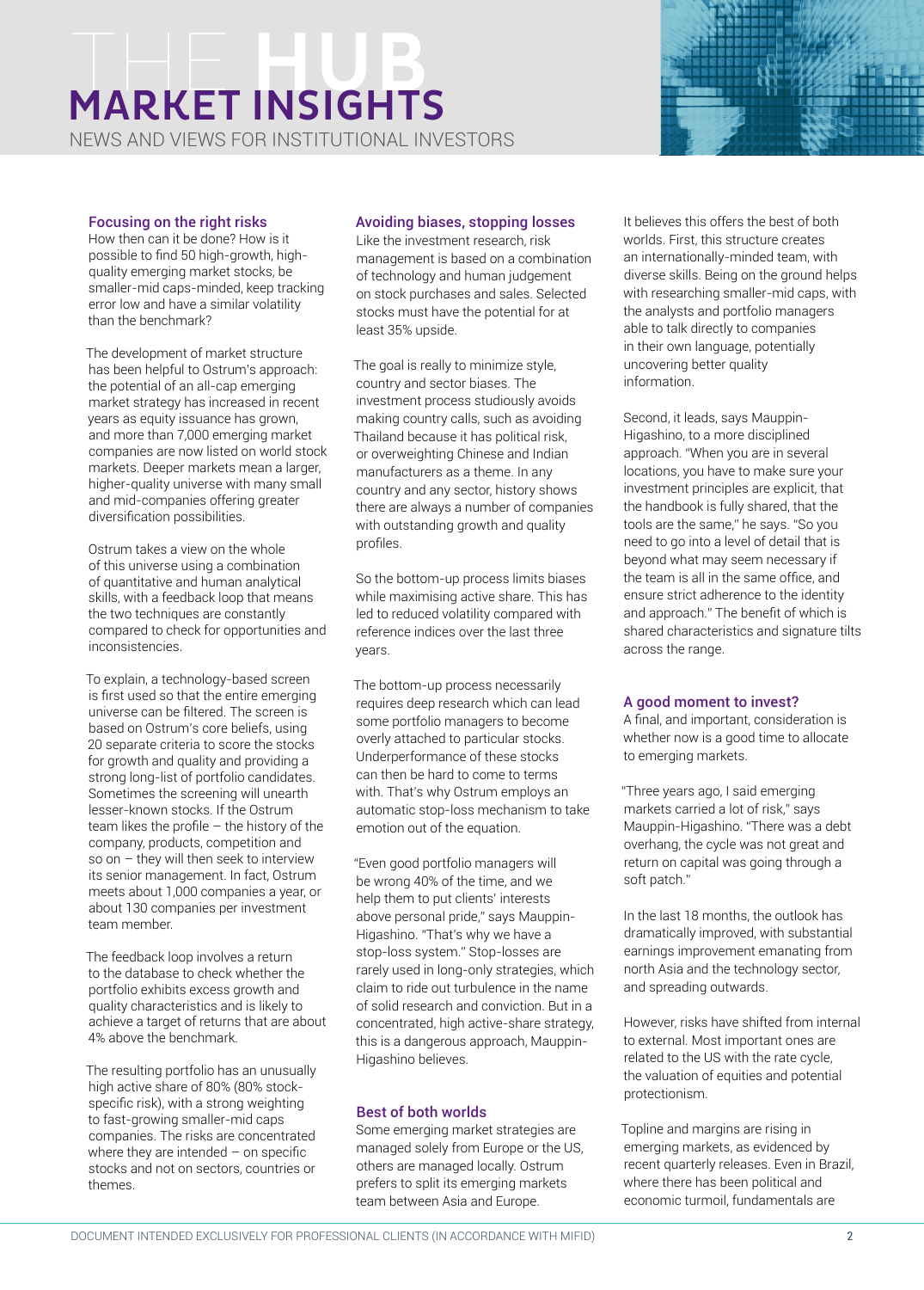## Focusing on the right risks

How then can it be done? How is it possible to find 50 high-growth, high-quality emerging market stocks, be smaller-mid caps-minded, keep tracking error low and have a similar volatility than the benchmark?

The development of market structure has been helpful to Ostrum's approach: the potential of an all-cap emerging market strategy has increased in recent years as equity issuance has grown, and more than 7,000 emerging market companies are now listed on world stock markets. Deeper markets mean a larger, higher-quality universe with many small and mid-companies offering greater diversification possibilities.

Ostrum takes a view on the whole of this universe using a combination of quantitative and human analytical skills, with a feedback loop that means the two techniques are constantly compared to check for opportunities and inconsistencies.

To explain, a technology-based screen is first used so that the entire emerging universe can be filtered. The screen is based on Ostrum's core beliefs, using 20 separate criteria to score the stocks for growth and quality and providing a strong long-list of portfolio candidates. Sometimes the screening will unearth lesser-known stocks. If the Ostrum team likes the profile – the history of the company, products, competition and so on – they will then seek to interview its senior management. In fact, Ostrum meets about 1,000 companies a year, or about 130 companies per investment team member.

The feedback loop involves a return to the database to check whether the portfolio exhibits excess growth and quality characteristics and is likely to achieve a target of returns that are about 4% above the benchmark.

The resulting portfolio has an unusually high active share of 80% (80% stock-specific risk), with a strong weighting to fast-growing smaller-mid caps companies. The risks are concentrated where they are intended – on specific stocks and not on sectors, countries or themes.

## Avoiding biases, stopping losses

Like the investment research, risk management is based on a combination of technology and human judgement on stock purchases and sales. Selected stocks must have the potential for at least 35% upside.

The goal is really to minimize style, country and sector biases. The investment process studiously avoids making country calls, such as avoiding Thailand because it has political risk, or overweighting Chinese and Indian manufacturers as a theme. In any country and any sector, history shows there are always a number of companies with outstanding growth and quality profiles.

So the bottom-up process limits biases while maximising active share. This has led to reduced volatility compared with reference indices over the last three years.

The bottom-up process necessarily requires deep research which can lead some portfolio managers to become overly attached to particular stocks. Underperformance of these stocks can then be hard to come to terms with. That's why Ostrum employs an automatic stop-loss mechanism to take emotion out of the equation.

"Even good portfolio managers will be wrong 40% of the time, and we help them to put clients' interests above personal pride," says Mauppin-Higashino. "That's why we have a stop-loss system." Stop-losses are rarely used in long-only strategies, which claim to ride out turbulence in the name of solid research and conviction. But in a concentrated, high active-share strategy, this is a dangerous approach, Mauppin-Higashino believes.

## Best of both worlds

Some emerging market strategies are managed solely from Europe or the US, others are managed locally. Ostrum prefers to split its emerging markets team between Asia and Europe.

It believes this offers the best of both worlds. First, this structure creates an internationally-minded team, with diverse skills. Being on the ground helps with researching smaller-mid caps, with the analysts and portfolio managers able to talk directly to companies in their own language, potentially uncovering better quality information.

Second, it leads, says Mauppin-Higashino, to a more disciplined approach. "When you are in several locations, you have to make sure your investment principles are explicit, that the handbook is fully shared, that the tools are the same," he says. "So you need to go into a level of detail that is beyond what may seem necessary if the team is all in the same office, and ensure strict adherence to the identity and approach." The benefit of which is shared characteristics and signature tilts across the range.

## A good moment to invest?

A final, and important, consideration is whether now is a good time to allocate to emerging markets.

"Three years ago, I said emerging markets carried a lot of risk," says Mauppin-Higashino. "There was a debt overhang, the cycle was not great and return on capital was going through a soft patch."

In the last 18 months, the outlook has dramatically improved, with substantial earnings improvement emanating from north Asia and the technology sector, and spreading outwards.

However, risks have shifted from internal to external. Most important ones are related to the US with the rate cycle, the valuation of equities and potential protectionism.

Topline and margins are rising in emerging markets, as evidenced by recent quarterly releases. Even in Brazil, where there has been political and economic turmoil, fundamentals are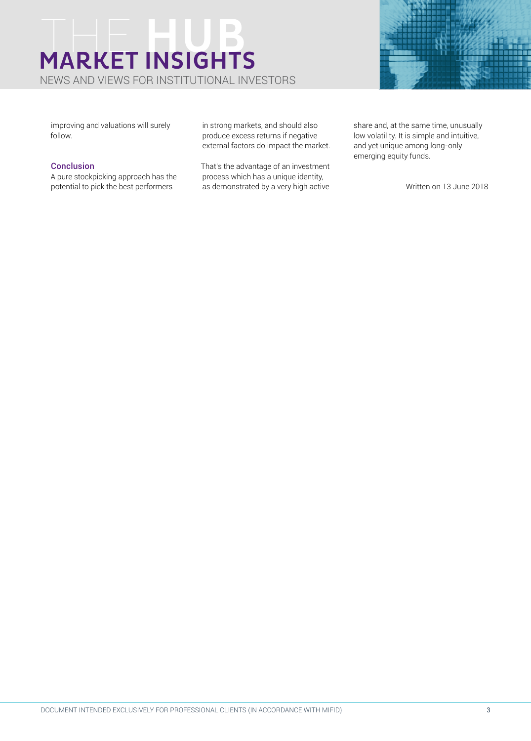improving and valuations will surely follow.

### Conclusion

A pure stockpicking approach has the potential to pick the best performers in strong markets, and should also produce excess returns if negative external factors do impact the market.

That's the advantage of an investment process which has a unique identity, as demonstrated by a very high active share and, at the same time, unusually low volatility. It is simple and intuitive, and yet unique among long-only emerging equity funds.

Written on 13 June 2018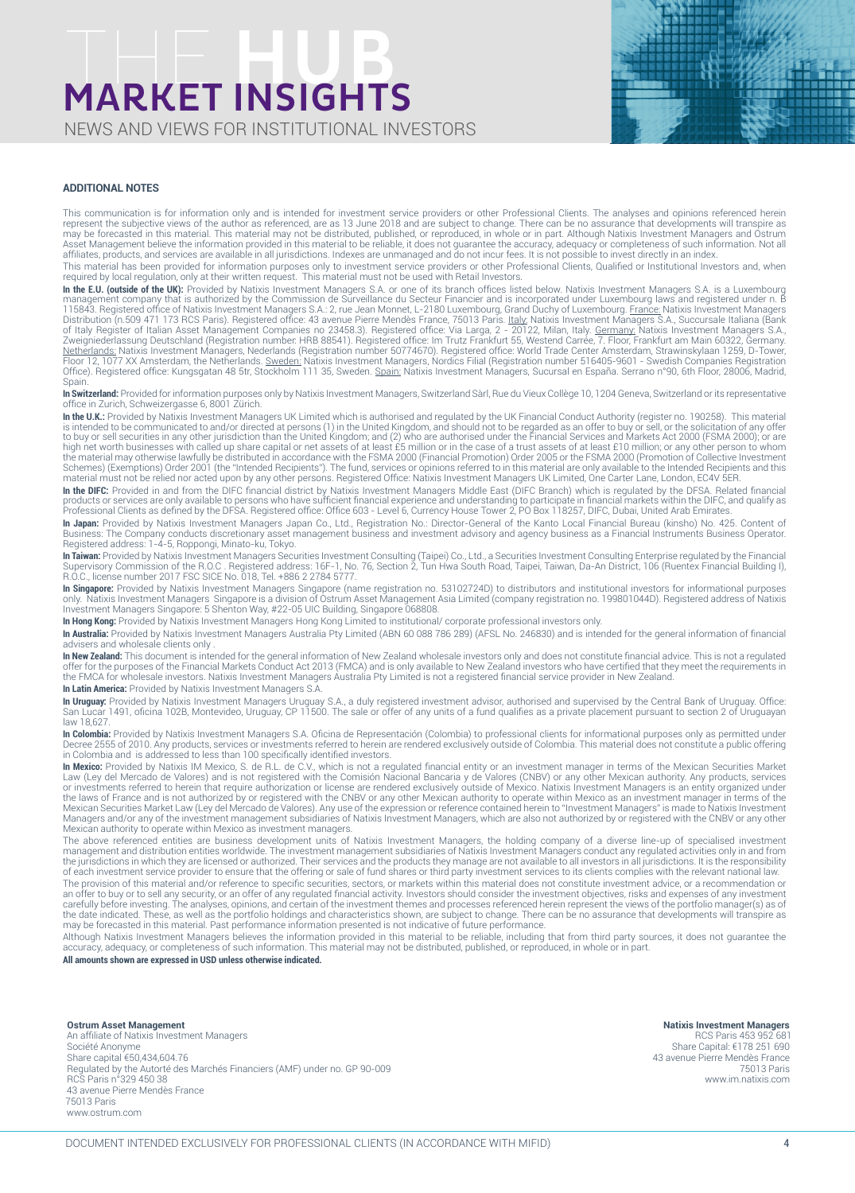# THE HUB MARKET INSIGHTS

NEWS AND VIEWS FOR INSTITUTIONAL INVESTORS

## ADDITIONAL NOTES

This communication is for information only and is intended for investment service providers or other Professional Clients. The analyses and opinions referenced herein represent the subjective views of the author as referenced, are as 13 June 2018 and are subject to change. There can be no assurance that developments will transpire as may be forecasted in this material. This material may not be distributed, published, or reproduced, in whole or in part. Although Natixis Investment Managers and Ostrum Asset Management believe the information provided in this material to be reliable, it does not guarantee the accuracy, adequacy or completeness of such information. Not all affiliates, products, and services are available in all jurisdictions. Indexes are unmanaged and do not incur fees. It is not possible to invest directly in an index.

This material has been provided for information purposes only to investment service providers or other Professional Clients, Qualified or Institutional Investors and, when required by local regulation, only at their written request. This material must not be used with Retail Investors.

**In the E.U. (outside of the UK):** Provided by Natixis Investment Managers S.A. or one of its branch offices listed below. Natixis Investment Managers S.A. is a Luxembourg management company that is authorized by the Commission de Surveillance du Secteur Financier and is incorporated under Luxembourg laws and registered under n. B 115843. Registered office of Natixis Investment Managers S.A.: 2, rue Jean Monnet, L-2180 Luxembourg, Grand Duchy of Luxembourg. France: Natixis Investment Managers Distribution (n.509 471 173 RCS Paris). Registered office: 43 avenue Pierre Mendès France, 75013 Paris. Italy: Natixis Investment Managers S.A., Succursale Italiana (Bank of Italy Register of Italian Asset Management Companies no 23458.3). Registered office: Via Larga, 2 - 20122, Milan, Italy. Germany: Natixis Investment Managers S.A., Zweigniederlassung Deutschland (Registration number: HRB 88541). Registered office: Im Trutz Frankfurt 55, Westend Carrée, 7. Floor, Frankfurt am Main 60322, Germany. Netherlands: Natixis Investment Managers, Nederlands (Registration number 50774670). Registered office: World Trade Center Amsterdam, Strawinskylaan 1259, D-Tower, Floor 12, 1077 XX Amsterdam, the Netherlands. Sweden: Natixis Investment Managers, Nordics Filial (Registration number 516405-9601 - Swedish Companies Registration Office). Registered office: Kungsgatan 48 5tr, Stockholm 111 35, Sweden. Spain: Natixis Investment Managers, Sucursal en España. Serrano n°90, 6th Floor, 28006, Madrid, Spain.

**In Switzerland:** Provided for information purposes only by Natixis Investment Managers, Switzerland Sàrl, Rue du Vieux Collège 10, 1204 Geneva, Switzerland or its representative office in Zurich, Schweizergasse 6, 8001 Zürich.

**In the U.K.:** Provided by Natixis Investment Managers UK Limited which is authorised and regulated by the UK Financial Conduct Authority (register no. 190258). This material is intended to be communicated to and/or directed at persons (1) in the United Kingdom, and should not to be regarded as an offer to buy or sell, or the solicitation of any offer to buy or sell securities in any other jurisdiction than the United Kingdom; and (2) who are authorised under the Financial Services and Markets Act 2000 (FSMA 2000); or are high net worth businesses with called up share capital or net assets of at least £5 million or in the case of a trust assets of at least £10 million; or any other person to whom the material may otherwise lawfully be distributed in accordance with the FSMA 2000 (Financial Promotion) Order 2005 or the FSMA 2000 (Promotion of Collective Investment Schemes) (Exemptions) Order 2001 (the "Intended Recipients"). The fund, services or opinions referred to in this material are only available to the Intended Recipients and this material must not be relied nor acted upon by any other persons. Registered Office: Natixis Investment Managers UK Limited, One Carter Lane, London, EC4V 5ER.

**In the DIFC:** Provided in and from the DIFC financial district by Natixis Investment Managers Middle East (DIFC Branch) which is regulated by the DFSA. Related financial products or services are only available to persons who have sufficient financial experience and understanding to participate in financial markets within the DIFC, and qualify as Professional Clients as defined by the DFSA. Registered office: Office 603 - Level 6, Currency House Tower 2, PO Box 118257, DIFC, Dubai, United Arab Emirates.

**In Japan:** Provided by Natixis Investment Managers Japan Co., Ltd., Registration No.: Director-General of the Kanto Local Financial Bureau (kinsho) No. 425. Content of Business: The Company conducts discretionary asset management business and investment advisory and agency business as a Financial Instruments Business Operator. Registered address: 1-4-5, Roppongi, Minato-ku, Tokyo.

**In Taiwan:** Provided by Natixis Investment Managers Securities Investment Consulting (Taipei) Co., Ltd., a Securities Investment Consulting Enterprise regulated by the Financial Supervisory Commission of the R.O.C . Registered address: 16F-1, No. 76, Section 2, Tun Hwa South Road, Taipei, Taiwan, Da-An District, 106 (Ruentex Financial Building I), R.O.C., license number 2017 FSC SICE No. 018, Tel. +886 2 2784 5777.

**In Singapore:** Provided by Natixis Investment Managers Singapore (name registration no. 53102724D) to distributors and institutional investors for informational purposes only. Natixis Investment Managers Singapore is a division of Ostrum Asset Management Asia Limited (company registration no. 199801044D). Registered address of Natixis Investment Managers Singapore: 5 Shenton Way, #22-05 UIC Building, Singapore 068808.

**In Hong Kong:** Provided by Natixis Investment Managers Hong Kong Limited to institutional/ corporate professional investors only.

**In Australia:** Provided by Natixis Investment Managers Australia Pty Limited (ABN 60 088 786 289) (AFSL No. 246830) and is intended for the general information of financial advisers and wholesale clients only .

**In New Zealand:** This document is intended for the general information of New Zealand wholesale investors only and does not constitute financial advice. This is not a regulated offer for the purposes of the Financial Markets Conduct Act 2013 (FMCA) and is only available to New Zealand investors who have certified that they meet the requirements in the FMCA for wholesale investors. Natixis Investment Managers Australia Pty Limited is not a registered financial service provider in New Zealand.

**In Latin America:** Provided by Natixis Investment Managers S.A.

**In Uruguay:** Provided by Natixis Investment Managers Uruguay S.A., a duly registered investment advisor, authorised and supervised by the Central Bank of Uruguay. Office: San Lucar 1491, oficina 102B, Montevideo, Uruguay, CP 11500. The sale or offer of any units of a fund qualifies as a private placement pursuant to section 2 of Uruguayan law 18,627.

**In Colombia:** Provided by Natixis Investment Managers S.A. Oficina de Representación (Colombia) to professional clients for informational purposes only as permitted under Decree 2555 of 2010. Any products, services or investments referred to herein are rendered exclusively outside of Colombia. This material does not constitute a public offering in Colombia and is addressed to less than 100 specifically identified investors.

**In Mexico:** Provided by Natixis IM Mexico, S. de R.L. de C.V., which is not a regulated financial entity or an investment manager in terms of the Mexican Securities Market Law (Ley del Mercado de Valores) and is not registered with the Comisión Nacional Bancaria y de Valores (CNBV) or any other Mexican authority. Any products, services or investments referred to herein that require authorization or license are rendered exclusively outside of Mexico. Natixis Investment Managers is an entity organized under the laws of France and is not authorized by or registered with the CNBV or any other Mexican authority to operate within Mexico as an investment manager in terms of the Mexican Securities Market Law (Ley del Mercado de Valores). Any use of the expression or reference contained herein to "Investment Managers" is made to Natixis Investment Managers and/or any of the investment management subsidiaries of Natixis Investment Managers, which are also not authorized by or registered with the CNBV or any other Mexican authority to operate within Mexico as investment managers.

The above referenced entities are business development units of Natixis Investment Managers, the holding company of a diverse line-up of specialised investment management and distribution entities worldwide. The investment management subsidiaries of Natixis Investment Managers conduct any regulated activities only in and from the jurisdictions in which they are licensed or authorized. Their services and the products they manage are not available to all investors in all jurisdictions. It is the responsibility of each investment service provider to ensure that the offering or sale of fund shares or third party investment services to its clients complies with the relevant national law.

The provision of this material and/or reference to specific securities, sectors, or markets within this material does not constitute investment advice, or a recommendation or an offer to buy or to sell any security, or an offer of any regulated financial activity. Investors should consider the investment objectives, risks and expenses of any investment carefully before investing. The analyses, opinions, and certain of the investment themes and processes referenced herein represent the views of the portfolio manager(s) as of the date indicated. These, as well as the portfolio holdings and characteristics shown, are subject to change. There can be no assurance that developments will transpire as may be forecasted in this material. Past performance information presented is not indicative of future performance.

Although Natixis Investment Managers believes the information provided in this material to be reliable, including that from third party sources, it does not guarantee the accuracy, adequacy, or completeness of such information. This material may not be distributed, published, or reproduced, in whole or in part.

**All amounts shown are expressed in USD unless otherwise indicated.**

**Ostrum Asset Management**
An affiliate of Natixis Investment Managers
Société Anonyme
Share capital €50,434,604.76
Regulated by the Autorté des Marchés Financiers (AMF) under no. GP 90-009
RCS Paris n°329 450 38
43 avenue Pierre Mendès France
75013 Paris
www.ostrum.com

**Natixis Investment Managers**
RCS Paris 453 952 681
Share Capital: €178 251 690
43 avenue Pierre Mendès France
75013 Paris
www.im.natixis.com

DOCUMENT INTENDED EXCLUSIVELY FOR PROFESSIONAL CLIENTS (IN ACCORDANCE WITH MIFID)